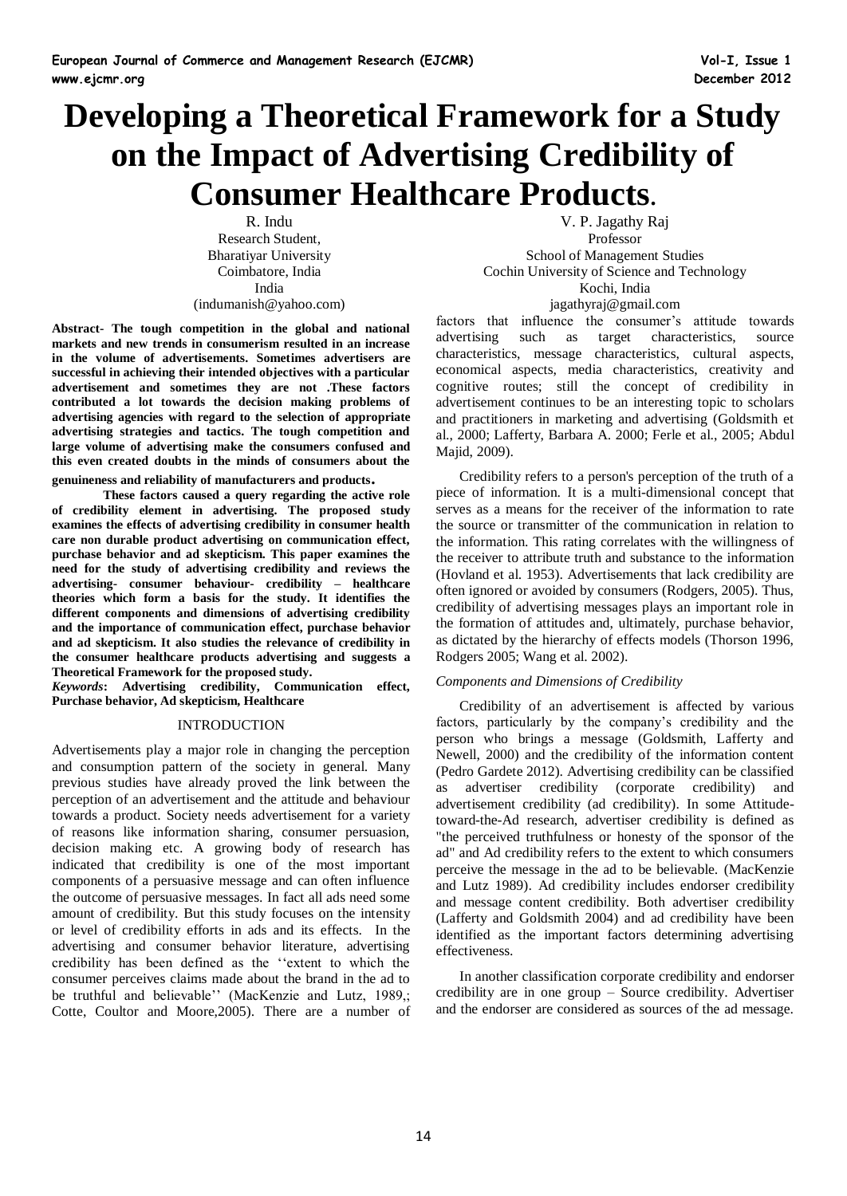# Developing a Theoretical Framework for a Study on the Impact of Advertising Credibility of Consumer Healthcare Products.

R. Indu
Research Student,
Bharatiyar University
Coimbatore, India
India
(indumanish@yahoo.com)

V. P. Jagathy Raj
Professor
School of Management Studies
Cochin University of Science and Technology
Kochi, India
jagathyraj@gmail.com

**Abstract- The tough competition in the global and national markets and new trends in consumerism resulted in an increase in the volume of advertisements. Sometimes advertisers are successful in achieving their intended objectives with a particular advertisement and sometimes they are not .These factors contributed a lot towards the decision making problems of advertising agencies with regard to the selection of appropriate advertising strategies and tactics. The tough competition and large volume of advertising make the consumers confused and this even created doubts in the minds of consumers about the genuineness and reliability of manufacturers and products.**

**These factors caused a query regarding the active role of credibility element in advertising. The proposed study examines the effects of advertising credibility in consumer health care non durable product advertising on communication effect, purchase behavior and ad skepticism. This paper examines the need for the study of advertising credibility and reviews the advertising- consumer behaviour- credibility – healthcare theories which form a basis for the study. It identifies the different components and dimensions of advertising credibility and the importance of communication effect, purchase behavior and ad skepticism. It also studies the relevance of credibility in the consumer healthcare products advertising and suggests a Theoretical Framework for the proposed study.**

***Keywords*: Advertising credibility, Communication effect, Purchase behavior, Ad skepticism, Healthcare**

## INTRODUCTION

Advertisements play a major role in changing the perception and consumption pattern of the society in general. Many previous studies have already proved the link between the perception of an advertisement and the attitude and behaviour towards a product. Society needs advertisement for a variety of reasons like information sharing, consumer persuasion, decision making etc. A growing body of research has indicated that credibility is one of the most important components of a persuasive message and can often influence the outcome of persuasive messages. In fact all ads need some amount of credibility. But this study focuses on the intensity or level of credibility efforts in ads and its effects. In the advertising and consumer behavior literature, advertising credibility has been defined as the ''extent to which the consumer perceives claims made about the brand in the ad to be truthful and believable'' (MacKenzie and Lutz, 1989,; Cotte, Coultor and Moore,2005). There are a number of factors that influence the consumer's attitude towards advertising such as target characteristics, source characteristics, message characteristics, cultural aspects, economical aspects, media characteristics, creativity and cognitive routes; still the concept of credibility in advertisement continues to be an interesting topic to scholars and practitioners in marketing and advertising (Goldsmith et al., 2000; Lafferty, Barbara A. 2000; Ferle et al., 2005; Abdul Majid, 2009).

Credibility refers to a person's perception of the truth of a piece of information. It is a multi-dimensional concept that serves as a means for the receiver of the information to rate the source or transmitter of the communication in relation to the information. This rating correlates with the willingness of the receiver to attribute truth and substance to the information (Hovland et al. 1953). Advertisements that lack credibility are often ignored or avoided by consumers (Rodgers, 2005). Thus, credibility of advertising messages plays an important role in the formation of attitudes and, ultimately, purchase behavior, as dictated by the hierarchy of effects models (Thorson 1996, Rodgers 2005; Wang et al. 2002).

### *Components and Dimensions of Credibility*

Credibility of an advertisement is affected by various factors, particularly by the company's credibility and the person who brings a message (Goldsmith, Lafferty and Newell, 2000) and the credibility of the information content (Pedro Gardete 2012). Advertising credibility can be classified as advertiser credibility (corporate credibility) and advertisement credibility (ad credibility). In some Attitude-toward-the-Ad research, advertiser credibility is defined as "the perceived truthfulness or honesty of the sponsor of the ad" and Ad credibility refers to the extent to which consumers perceive the message in the ad to be believable. (MacKenzie and Lutz 1989). Ad credibility includes endorser credibility and message content credibility. Both advertiser credibility (Lafferty and Goldsmith 2004) and ad credibility have been identified as the important factors determining advertising effectiveness.

In another classification corporate credibility and endorser credibility are in one group – Source credibility. Advertiser and the endorser are considered as sources of the ad message.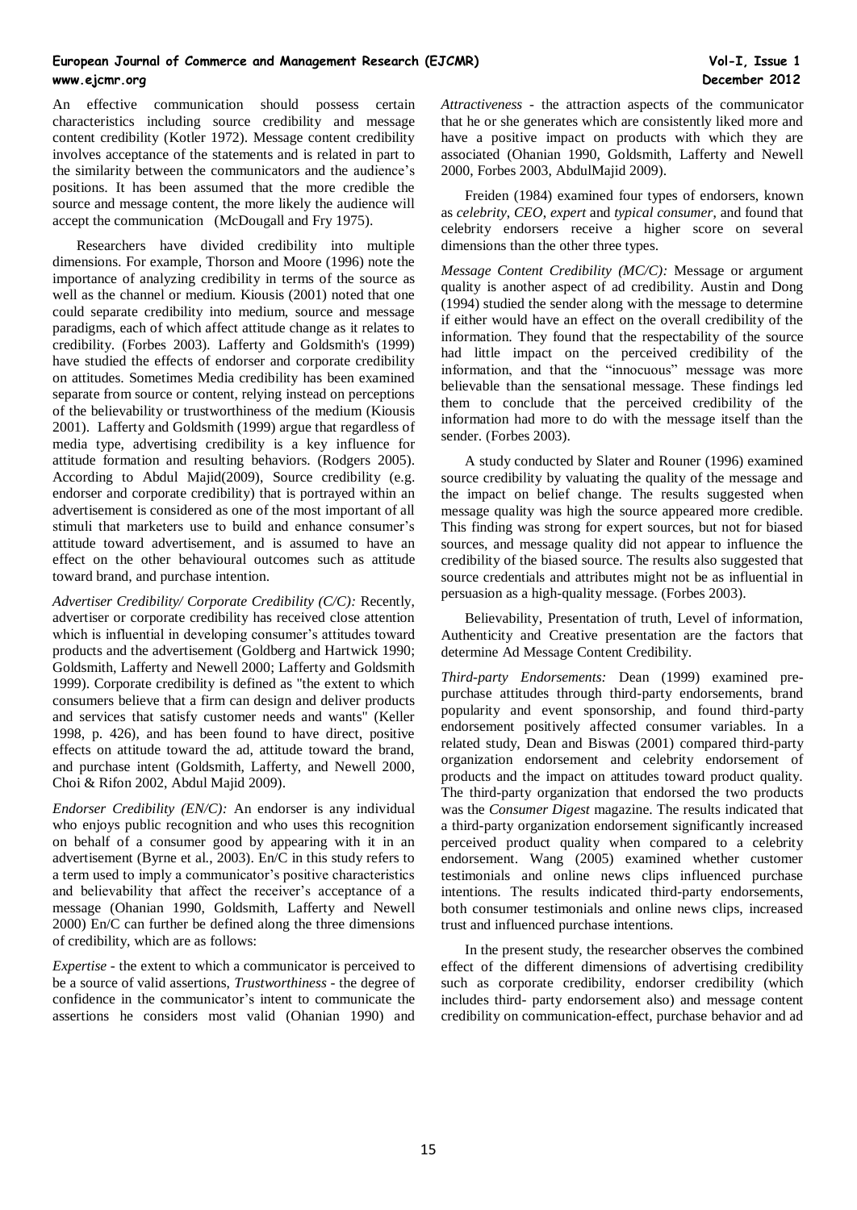An effective communication should possess certain characteristics including source credibility and message content credibility (Kotler 1972). Message content credibility involves acceptance of the statements and is related in part to the similarity between the communicators and the audience's positions. It has been assumed that the more credible the source and message content, the more likely the audience will accept the communication (McDougall and Fry 1975).

Researchers have divided credibility into multiple dimensions. For example, Thorson and Moore (1996) note the importance of analyzing credibility in terms of the source as well as the channel or medium. Kiousis (2001) noted that one could separate credibility into medium, source and message paradigms, each of which affect attitude change as it relates to credibility. (Forbes 2003). Lafferty and Goldsmith's (1999) have studied the effects of endorser and corporate credibility on attitudes. Sometimes Media credibility has been examined separate from source or content, relying instead on perceptions of the believability or trustworthiness of the medium (Kiousis 2001). Lafferty and Goldsmith (1999) argue that regardless of media type, advertising credibility is a key influence for attitude formation and resulting behaviors. (Rodgers 2005). According to Abdul Majid(2009), Source credibility (e.g. endorser and corporate credibility) that is portrayed within an advertisement is considered as one of the most important of all stimuli that marketers use to build and enhance consumer's attitude toward advertisement, and is assumed to have an effect on the other behavioural outcomes such as attitude toward brand, and purchase intention.

*Advertiser Credibility/ Corporate Credibility (C/C):* Recently, advertiser or corporate credibility has received close attention which is influential in developing consumer's attitudes toward products and the advertisement (Goldberg and Hartwick 1990; Goldsmith, Lafferty and Newell 2000; Lafferty and Goldsmith 1999). Corporate credibility is defined as "the extent to which consumers believe that a firm can design and deliver products and services that satisfy customer needs and wants" (Keller 1998, p. 426), and has been found to have direct, positive effects on attitude toward the ad, attitude toward the brand, and purchase intent (Goldsmith, Lafferty, and Newell 2000, Choi & Rifon 2002, Abdul Majid 2009).

*Endorser Credibility (EN/C):* An endorser is any individual who enjoys public recognition and who uses this recognition on behalf of a consumer good by appearing with it in an advertisement (Byrne et al., 2003). En/C in this study refers to a term used to imply a communicator's positive characteristics and believability that affect the receiver's acceptance of a message (Ohanian 1990, Goldsmith, Lafferty and Newell 2000) En/C can further be defined along the three dimensions of credibility, which are as follows:

*Expertise* - the extent to which a communicator is perceived to be a source of valid assertions, *Trustworthiness* - the degree of confidence in the communicator's intent to communicate the assertions he considers most valid (Ohanian 1990) and *Attractiveness* - the attraction aspects of the communicator that he or she generates which are consistently liked more and have a positive impact on products with which they are associated (Ohanian 1990, Goldsmith, Lafferty and Newell 2000, Forbes 2003, AbdulMajid 2009).

Freiden (1984) examined four types of endorsers, known as *celebrity*, *CEO*, *expert* and *typical consumer*, and found that celebrity endorsers receive a higher score on several dimensions than the other three types.

*Message Content Credibility (MC/C):* Message or argument quality is another aspect of ad credibility. Austin and Dong (1994) studied the sender along with the message to determine if either would have an effect on the overall credibility of the information. They found that the respectability of the source had little impact on the perceived credibility of the information, and that the "innocuous" message was more believable than the sensational message. These findings led them to conclude that the perceived credibility of the information had more to do with the message itself than the sender. (Forbes 2003).

A study conducted by Slater and Rouner (1996) examined source credibility by valuating the quality of the message and the impact on belief change. The results suggested when message quality was high the source appeared more credible. This finding was strong for expert sources, but not for biased sources, and message quality did not appear to influence the credibility of the biased source. The results also suggested that source credentials and attributes might not be as influential in persuasion as a high-quality message. (Forbes 2003).

Believability, Presentation of truth, Level of information, Authenticity and Creative presentation are the factors that determine Ad Message Content Credibility.

*Third-party Endorsements:* Dean (1999) examined pre-purchase attitudes through third-party endorsements, brand popularity and event sponsorship, and found third-party endorsement positively affected consumer variables. In a related study, Dean and Biswas (2001) compared third-party organization endorsement and celebrity endorsement of products and the impact on attitudes toward product quality. The third-party organization that endorsed the two products was the *Consumer Digest* magazine. The results indicated that a third-party organization endorsement significantly increased perceived product quality when compared to a celebrity endorsement. Wang (2005) examined whether customer testimonials and online news clips influenced purchase intentions. The results indicated third-party endorsements, both consumer testimonials and online news clips, increased trust and influenced purchase intentions.

In the present study, the researcher observes the combined effect of the different dimensions of advertising credibility such as corporate credibility, endorser credibility (which includes third- party endorsement also) and message content credibility on communication-effect, purchase behavior and ad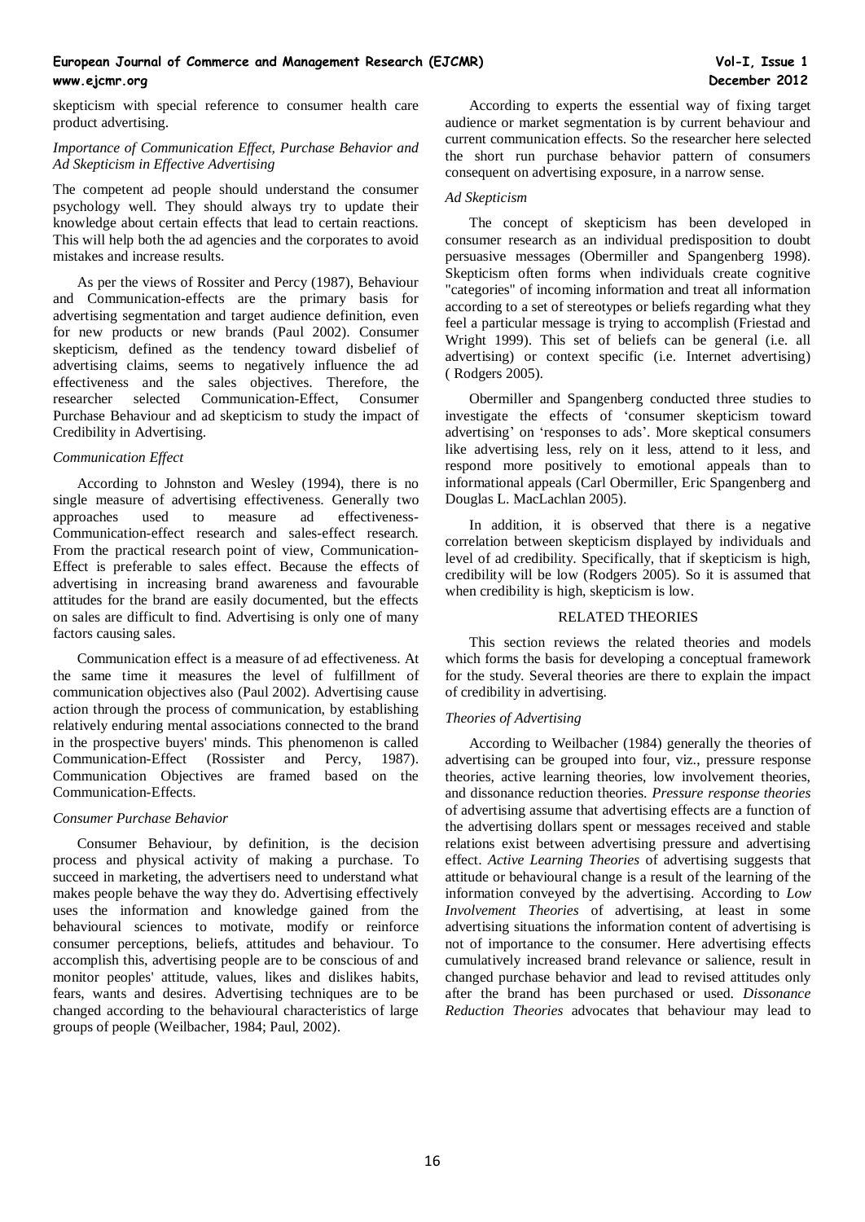skepticism with special reference to consumer health care product advertising.

### *Importance of Communication Effect, Purchase Behavior and Ad Skepticism in Effective Advertising*

The competent ad people should understand the consumer psychology well. They should always try to update their knowledge about certain effects that lead to certain reactions. This will help both the ad agencies and the corporates to avoid mistakes and increase results.

As per the views of Rossiter and Percy (1987), Behaviour and Communication-effects are the primary basis for advertising segmentation and target audience definition, even for new products or new brands (Paul 2002). Consumer skepticism, defined as the tendency toward disbelief of advertising claims, seems to negatively influence the ad effectiveness and the sales objectives. Therefore, the researcher selected Communication-Effect, Consumer Purchase Behaviour and ad skepticism to study the impact of Credibility in Advertising.

### *Communication Effect*

According to Johnston and Wesley (1994), there is no single measure of advertising effectiveness. Generally two approaches used to measure ad effectiveness- Communication-effect research and sales-effect research. From the practical research point of view, Communication-Effect is preferable to sales effect. Because the effects of advertising in increasing brand awareness and favourable attitudes for the brand are easily documented, but the effects on sales are difficult to find. Advertising is only one of many factors causing sales.

Communication effect is a measure of ad effectiveness. At the same time it measures the level of fulfillment of communication objectives also (Paul 2002). Advertising cause action through the process of communication, by establishing relatively enduring mental associations connected to the brand in the prospective buyers' minds. This phenomenon is called Communication-Effect (Rossister and Percy, 1987). Communication Objectives are framed based on the Communication-Effects.

### *Consumer Purchase Behavior*

Consumer Behaviour, by definition, is the decision process and physical activity of making a purchase. To succeed in marketing, the advertisers need to understand what makes people behave the way they do. Advertising effectively uses the information and knowledge gained from the behavioural sciences to motivate, modify or reinforce consumer perceptions, beliefs, attitudes and behaviour. To accomplish this, advertising people are to be conscious of and monitor peoples' attitude, values, likes and dislikes habits, fears, wants and desires. Advertising techniques are to be changed according to the behavioural characteristics of large groups of people (Weilbacher, 1984; Paul, 2002).

According to experts the essential way of fixing target audience or market segmentation is by current behaviour and current communication effects. So the researcher here selected the short run purchase behavior pattern of consumers consequent on advertising exposure, in a narrow sense.

### *Ad Skepticism*

The concept of skepticism has been developed in consumer research as an individual predisposition to doubt persuasive messages (Obermiller and Spangenberg 1998). Skepticism often forms when individuals create cognitive "categories" of incoming information and treat all information according to a set of stereotypes or beliefs regarding what they feel a particular message is trying to accomplish (Friestad and Wright 1999). This set of beliefs can be general (i.e. all advertising) or context specific (i.e. Internet advertising) ( Rodgers 2005).

Obermiller and Spangenberg conducted three studies to investigate the effects of 'consumer skepticism toward advertising' on 'responses to ads'. More skeptical consumers like advertising less, rely on it less, attend to it less, and respond more positively to emotional appeals than to informational appeals (Carl Obermiller, Eric Spangenberg and Douglas L. MacLachlan 2005).

In addition, it is observed that there is a negative correlation between skepticism displayed by individuals and level of ad credibility. Specifically, that if skepticism is high, credibility will be low (Rodgers 2005). So it is assumed that when credibility is high, skepticism is low.

## RELATED THEORIES

This section reviews the related theories and models which forms the basis for developing a conceptual framework for the study. Several theories are there to explain the impact of credibility in advertising.

### *Theories of Advertising*

According to Weilbacher (1984) generally the theories of advertising can be grouped into four, viz., pressure response theories, active learning theories, low involvement theories, and dissonance reduction theories. *Pressure response theories* of advertising assume that advertising effects are a function of the advertising dollars spent or messages received and stable relations exist between advertising pressure and advertising effect. *Active Learning Theories* of advertising suggests that attitude or behavioural change is a result of the learning of the information conveyed by the advertising. According to *Low Involvement Theories* of advertising, at least in some advertising situations the information content of advertising is not of importance to the consumer. Here advertising effects cumulatively increased brand relevance or salience, result in changed purchase behavior and lead to revised attitudes only after the brand has been purchased or used. *Dissonance Reduction Theories* advocates that behaviour may lead to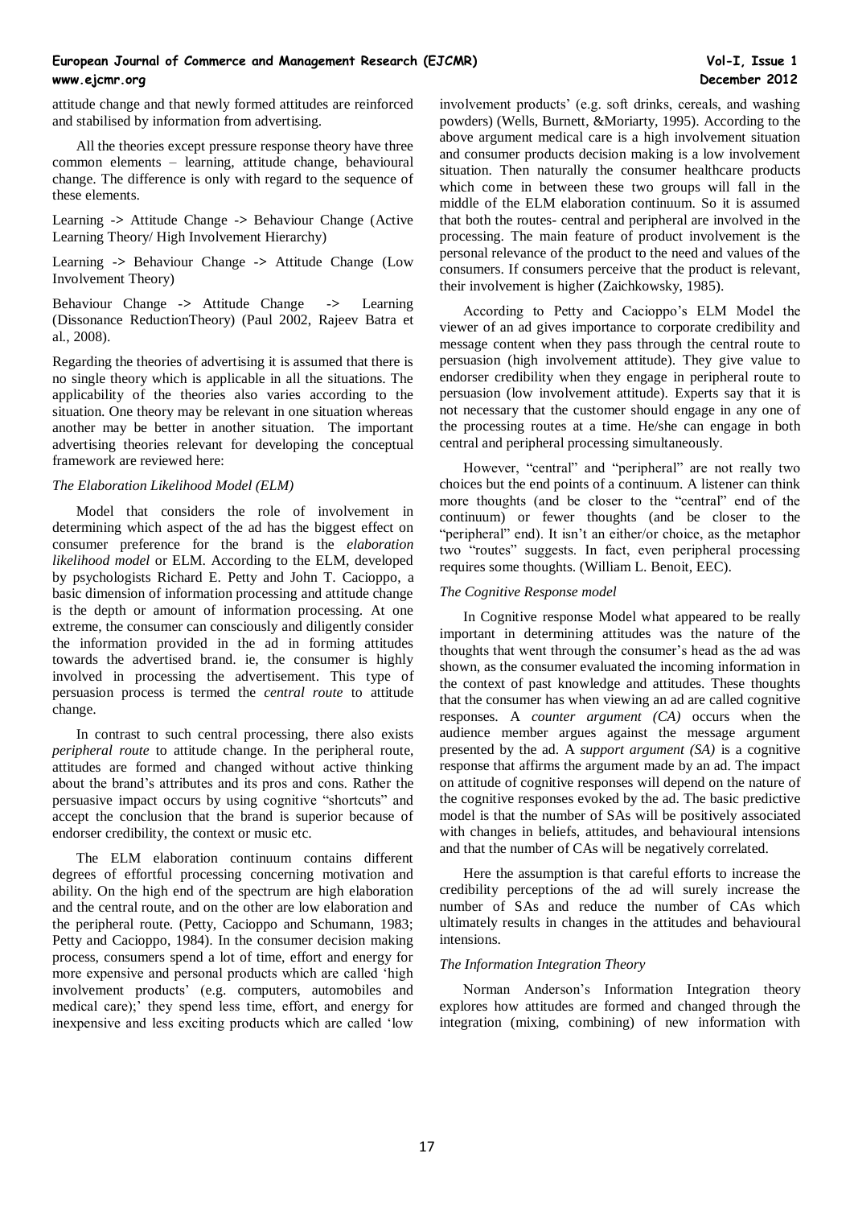attitude change and that newly formed attitudes are reinforced and stabilised by information from advertising.

All the theories except pressure response theory have three common elements – learning, attitude change, behavioural change. The difference is only with regard to the sequence of these elements.

Learning -> Attitude Change -> Behaviour Change (Active Learning Theory/ High Involvement Hierarchy)

Learning -> Behaviour Change -> Attitude Change (Low Involvement Theory)

Behaviour Change -> Attitude Change -> Learning (Dissonance ReductionTheory) (Paul 2002, Rajeev Batra et al., 2008).

Regarding the theories of advertising it is assumed that there is no single theory which is applicable in all the situations. The applicability of the theories also varies according to the situation. One theory may be relevant in one situation whereas another may be better in another situation. The important advertising theories relevant for developing the conceptual framework are reviewed here:

*The Elaboration Likelihood Model (ELM)*

Model that considers the role of involvement in determining which aspect of the ad has the biggest effect on consumer preference for the brand is the *elaboration likelihood model* or ELM. According to the ELM, developed by psychologists Richard E. Petty and John T. Cacioppo, a basic dimension of information processing and attitude change is the depth or amount of information processing. At one extreme, the consumer can consciously and diligently consider the information provided in the ad in forming attitudes towards the advertised brand. ie, the consumer is highly involved in processing the advertisement. This type of persuasion process is termed the *central route* to attitude change.

In contrast to such central processing, there also exists *peripheral route* to attitude change. In the peripheral route, attitudes are formed and changed without active thinking about the brand's attributes and its pros and cons. Rather the persuasive impact occurs by using cognitive "shortcuts" and accept the conclusion that the brand is superior because of endorser credibility, the context or music etc.

The ELM elaboration continuum contains different degrees of effortful processing concerning motivation and ability. On the high end of the spectrum are high elaboration and the central route, and on the other are low elaboration and the peripheral route. (Petty, Cacioppo and Schumann, 1983; Petty and Cacioppo, 1984). In the consumer decision making process, consumers spend a lot of time, effort and energy for more expensive and personal products which are called 'high involvement products' (e.g. computers, automobiles and medical care);' they spend less time, effort, and energy for inexpensive and less exciting products which are called 'low involvement products' (e.g. soft drinks, cereals, and washing powders) (Wells, Burnett, &Moriarty, 1995). According to the above argument medical care is a high involvement situation and consumer products decision making is a low involvement situation. Then naturally the consumer healthcare products which come in between these two groups will fall in the middle of the ELM elaboration continuum. So it is assumed that both the routes- central and peripheral are involved in the processing. The main feature of product involvement is the personal relevance of the product to the need and values of the consumers. If consumers perceive that the product is relevant, their involvement is higher (Zaichkowsky, 1985).

According to Petty and Cacioppo's ELM Model the viewer of an ad gives importance to corporate credibility and message content when they pass through the central route to persuasion (high involvement attitude). They give value to endorser credibility when they engage in peripheral route to persuasion (low involvement attitude). Experts say that it is not necessary that the customer should engage in any one of the processing routes at a time. He/she can engage in both central and peripheral processing simultaneously.

However, "central" and "peripheral" are not really two choices but the end points of a continuum. A listener can think more thoughts (and be closer to the "central" end of the continuum) or fewer thoughts (and be closer to the "peripheral" end). It isn't an either/or choice, as the metaphor two "routes" suggests. In fact, even peripheral processing requires some thoughts. (William L. Benoit, EEC).

*The Cognitive Response model*

In Cognitive response Model what appeared to be really important in determining attitudes was the nature of the thoughts that went through the consumer's head as the ad was shown, as the consumer evaluated the incoming information in the context of past knowledge and attitudes. These thoughts that the consumer has when viewing an ad are called cognitive responses. A *counter argument (CA)* occurs when the audience member argues against the message argument presented by the ad. A *support argument (SA)* is a cognitive response that affirms the argument made by an ad. The impact on attitude of cognitive responses will depend on the nature of the cognitive responses evoked by the ad. The basic predictive model is that the number of SAs will be positively associated with changes in beliefs, attitudes, and behavioural intensions and that the number of CAs will be negatively correlated.

Here the assumption is that careful efforts to increase the credibility perceptions of the ad will surely increase the number of SAs and reduce the number of CAs which ultimately results in changes in the attitudes and behavioural intensions.

*The Information Integration Theory*

Norman Anderson's Information Integration theory explores how attitudes are formed and changed through the integration (mixing, combining) of new information with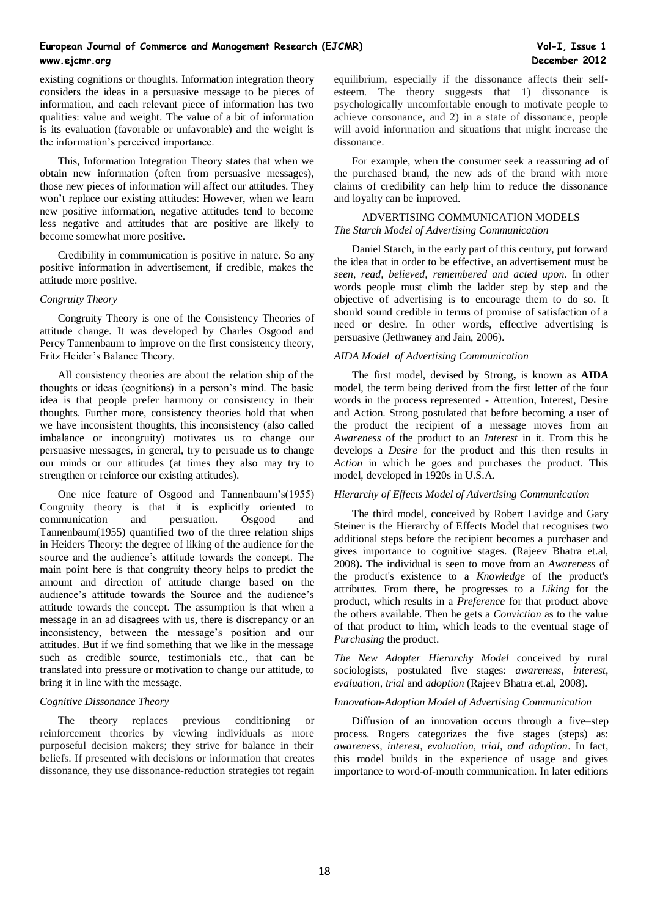existing cognitions or thoughts. Information integration theory considers the ideas in a persuasive message to be pieces of information, and each relevant piece of information has two qualities: value and weight. The value of a bit of information is its evaluation (favorable or unfavorable) and the weight is the information's perceived importance.

This, Information Integration Theory states that when we obtain new information (often from persuasive messages), those new pieces of information will affect our attitudes. They won't replace our existing attitudes: However, when we learn new positive information, negative attitudes tend to become less negative and attitudes that are positive are likely to become somewhat more positive.

Credibility in communication is positive in nature. So any positive information in advertisement, if credible, makes the attitude more positive.

### *Congruity Theory*

Congruity Theory is one of the Consistency Theories of attitude change. It was developed by Charles Osgood and Percy Tannenbaum to improve on the first consistency theory, Fritz Heider's Balance Theory.

All consistency theories are about the relation ship of the thoughts or ideas (cognitions) in a person's mind. The basic idea is that people prefer harmony or consistency in their thoughts. Further more, consistency theories hold that when we have inconsistent thoughts, this inconsistency (also called imbalance or incongruity) motivates us to change our persuasive messages, in general, try to persuade us to change our minds or our attitudes (at times they also may try to strengthen or reinforce our existing attitudes).

One nice feature of Osgood and Tannenbaum's(1955) Congruity theory is that it is explicitly oriented to communication and persuation. Osgood and Tannenbaum(1955) quantified two of the three relation ships in Heiders Theory: the degree of liking of the audience for the source and the audience's attitude towards the concept. The main point here is that congruity theory helps to predict the amount and direction of attitude change based on the audience's attitude towards the Source and the audience's attitude towards the concept. The assumption is that when a message in an ad disagrees with us, there is discrepancy or an inconsistency, between the message's position and our attitudes. But if we find something that we like in the message such as credible source, testimonials etc., that can be translated into pressure or motivation to change our attitude, to bring it in line with the message.

### *Cognitive Dissonance Theory*

The theory replaces previous conditioning or reinforcement theories by viewing individuals as more purposeful decision makers; they strive for balance in their beliefs. If presented with decisions or information that creates dissonance, they use dissonance-reduction strategies tot regain equilibrium, especially if the dissonance affects their self-esteem. The theory suggests that 1) dissonance is psychologically uncomfortable enough to motivate people to achieve consonance, and 2) in a state of dissonance, people will avoid information and situations that might increase the dissonance.

For example, when the consumer seek a reassuring ad of the purchased brand, the new ads of the brand with more claims of credibility can help him to reduce the dissonance and loyalty can be improved.

## ADVERTISING COMMUNICATION MODELS

### *The Starch Model of Advertising Communication*

Daniel Starch, in the early part of this century, put forward the idea that in order to be effective, an advertisement must be *seen, read, believed, remembered and acted upon*. In other words people must climb the ladder step by step and the objective of advertising is to encourage them to do so. It should sound credible in terms of promise of satisfaction of a need or desire. In other words, effective advertising is persuasive (Jethwaney and Jain, 2006).

### *AIDA Model of Advertising Communication*

The first model, devised by Strong**,** is known as **AIDA** model, the term being derived from the first letter of the four words in the process represented - Attention, Interest, Desire and Action. Strong postulated that before becoming a user of the product the recipient of a message moves from an *Awareness* of the product to an *Interest* in it. From this he develops a *Desire* for the product and this then results in *Action* in which he goes and purchases the product. This model, developed in 1920s in U.S.A.

### *Hierarchy of Effects Model of Advertising Communication*

The third model, conceived by Robert Lavidge and Gary Steiner is the Hierarchy of Effects Model that recognises two additional steps before the recipient becomes a purchaser and gives importance to cognitive stages. (Rajeev Bhatra et.al, 2008)**.** The individual is seen to move from an *Awareness* of the product's existence to a *Knowledge* of the product's attributes. From there, he progresses to a *Liking* for the product, which results in a *Preference* for that product above the others available. Then he gets a *Conviction* as to the value of that product to him, which leads to the eventual stage of *Purchasing* the product.

*The New Adopter Hierarchy Model* conceived by rural sociologists, postulated five stages: *awareness, interest, evaluation, trial* and *adoption* (Rajeev Bhatra et.al, 2008).

### *Innovation-Adoption Model of Advertising Communication*

Diffusion of an innovation occurs through a five–step process. Rogers categorizes the five stages (steps) as: *awareness, interest, evaluation, trial, and adoption*. In fact, this model builds in the experience of usage and gives importance to word-of-mouth communication. In later editions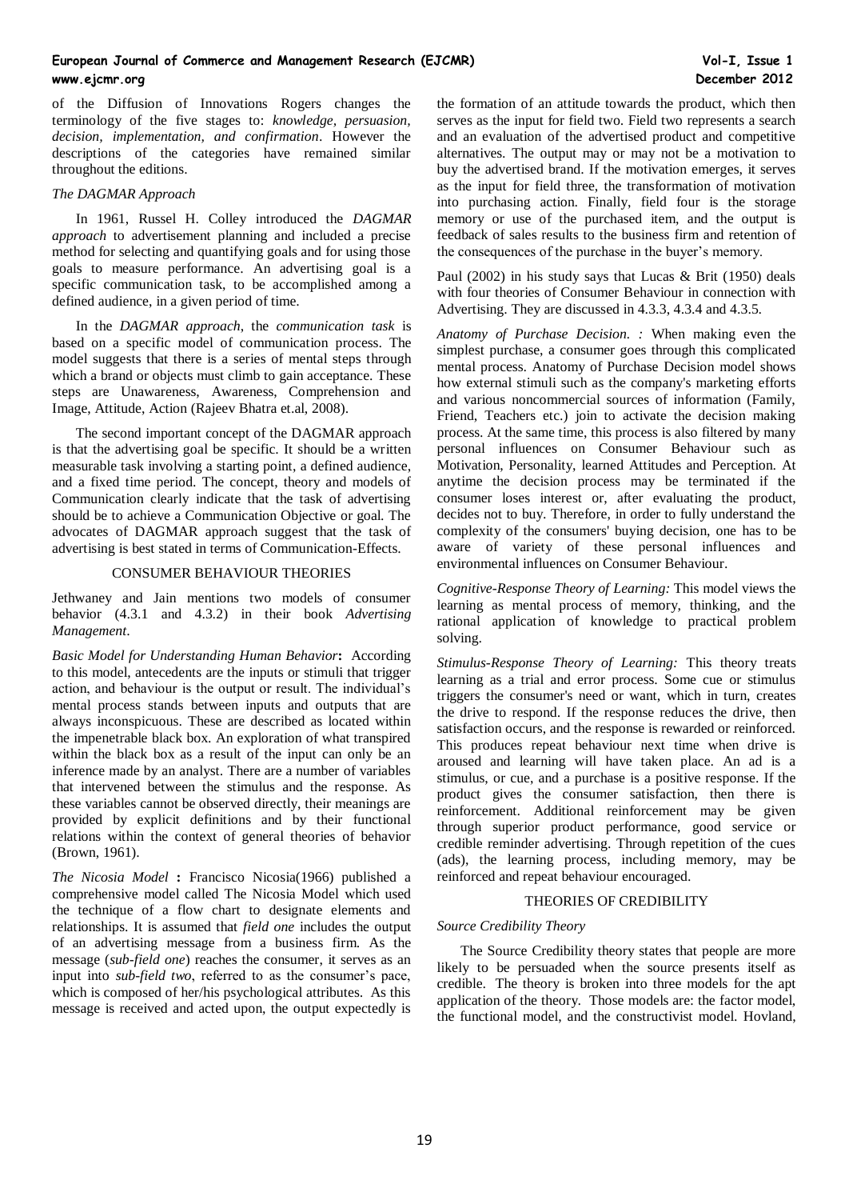of the Diffusion of Innovations Rogers changes the terminology of the five stages to: *knowledge, persuasion, decision, implementation, and confirmation*. However the descriptions of the categories have remained similar throughout the editions.

### *The DAGMAR Approach*

In 1961, Russel H. Colley introduced the *DAGMAR approach* to advertisement planning and included a precise method for selecting and quantifying goals and for using those goals to measure performance. An advertising goal is a specific communication task, to be accomplished among a defined audience, in a given period of time.

In the *DAGMAR approach,* the *communication task* is based on a specific model of communication process. The model suggests that there is a series of mental steps through which a brand or objects must climb to gain acceptance. These steps are Unawareness, Awareness, Comprehension and Image, Attitude, Action (Rajeev Bhatra et.al, 2008).

The second important concept of the DAGMAR approach is that the advertising goal be specific. It should be a written measurable task involving a starting point, a defined audience, and a fixed time period. The concept, theory and models of Communication clearly indicate that the task of advertising should be to achieve a Communication Objective or goal. The advocates of DAGMAR approach suggest that the task of advertising is best stated in terms of Communication-Effects.

## CONSUMER BEHAVIOUR THEORIES

Jethwaney and Jain mentions two models of consumer behavior (4.3.1 and 4.3.2) in their book *Advertising Management*.

*Basic Model for Understanding Human Behavior***:** According to this model, antecedents are the inputs or stimuli that trigger action, and behaviour is the output or result. The individual's mental process stands between inputs and outputs that are always inconspicuous. These are described as located within the impenetrable black box. An exploration of what transpired within the black box as a result of the input can only be an inference made by an analyst. There are a number of variables that intervened between the stimulus and the response. As these variables cannot be observed directly, their meanings are provided by explicit definitions and by their functional relations within the context of general theories of behavior (Brown, 1961).

*The Nicosia Model* **:** Francisco Nicosia(1966) published a comprehensive model called The Nicosia Model which used the technique of a flow chart to designate elements and relationships. It is assumed that *field one* includes the output of an advertising message from a business firm. As the message (*sub-field one*) reaches the consumer, it serves as an input into *sub-field two*, referred to as the consumer's pace, which is composed of her/his psychological attributes. As this message is received and acted upon, the output expectedly is the formation of an attitude towards the product, which then serves as the input for field two. Field two represents a search and an evaluation of the advertised product and competitive alternatives. The output may or may not be a motivation to buy the advertised brand. If the motivation emerges, it serves as the input for field three, the transformation of motivation into purchasing action. Finally, field four is the storage memory or use of the purchased item, and the output is feedback of sales results to the business firm and retention of the consequences of the purchase in the buyer's memory.

Paul (2002) in his study says that Lucas & Brit (1950) deals with four theories of Consumer Behaviour in connection with Advertising. They are discussed in 4.3.3, 4.3.4 and 4.3.5.

*Anatomy of Purchase Decision. :* When making even the simplest purchase, a consumer goes through this complicated mental process. Anatomy of Purchase Decision model shows how external stimuli such as the company's marketing efforts and various noncommercial sources of information (Family, Friend, Teachers etc.) join to activate the decision making process. At the same time, this process is also filtered by many personal influences on Consumer Behaviour such as Motivation, Personality, learned Attitudes and Perception. At anytime the decision process may be terminated if the consumer loses interest or, after evaluating the product, decides not to buy. Therefore, in order to fully understand the complexity of the consumers' buying decision, one has to be aware of variety of these personal influences and environmental influences on Consumer Behaviour.

*Cognitive-Response Theory of Learning:* This model views the learning as mental process of memory, thinking, and the rational application of knowledge to practical problem solving.

*Stimulus-Response Theory of Learning:* This theory treats learning as a trial and error process. Some cue or stimulus triggers the consumer's need or want, which in turn, creates the drive to respond. If the response reduces the drive, then satisfaction occurs, and the response is rewarded or reinforced. This produces repeat behaviour next time when drive is aroused and learning will have taken place. An ad is a stimulus, or cue, and a purchase is a positive response. If the product gives the consumer satisfaction, then there is reinforcement. Additional reinforcement may be given through superior product performance, good service or credible reminder advertising. Through repetition of the cues (ads), the learning process, including memory, may be reinforced and repeat behaviour encouraged.

## THEORIES OF CREDIBILITY

### *Source Credibility Theory*

The Source Credibility theory states that people are more likely to be persuaded when the source presents itself as credible. The theory is broken into three models for the apt application of the theory. Those models are: the factor model, the functional model, and the constructivist model. Hovland,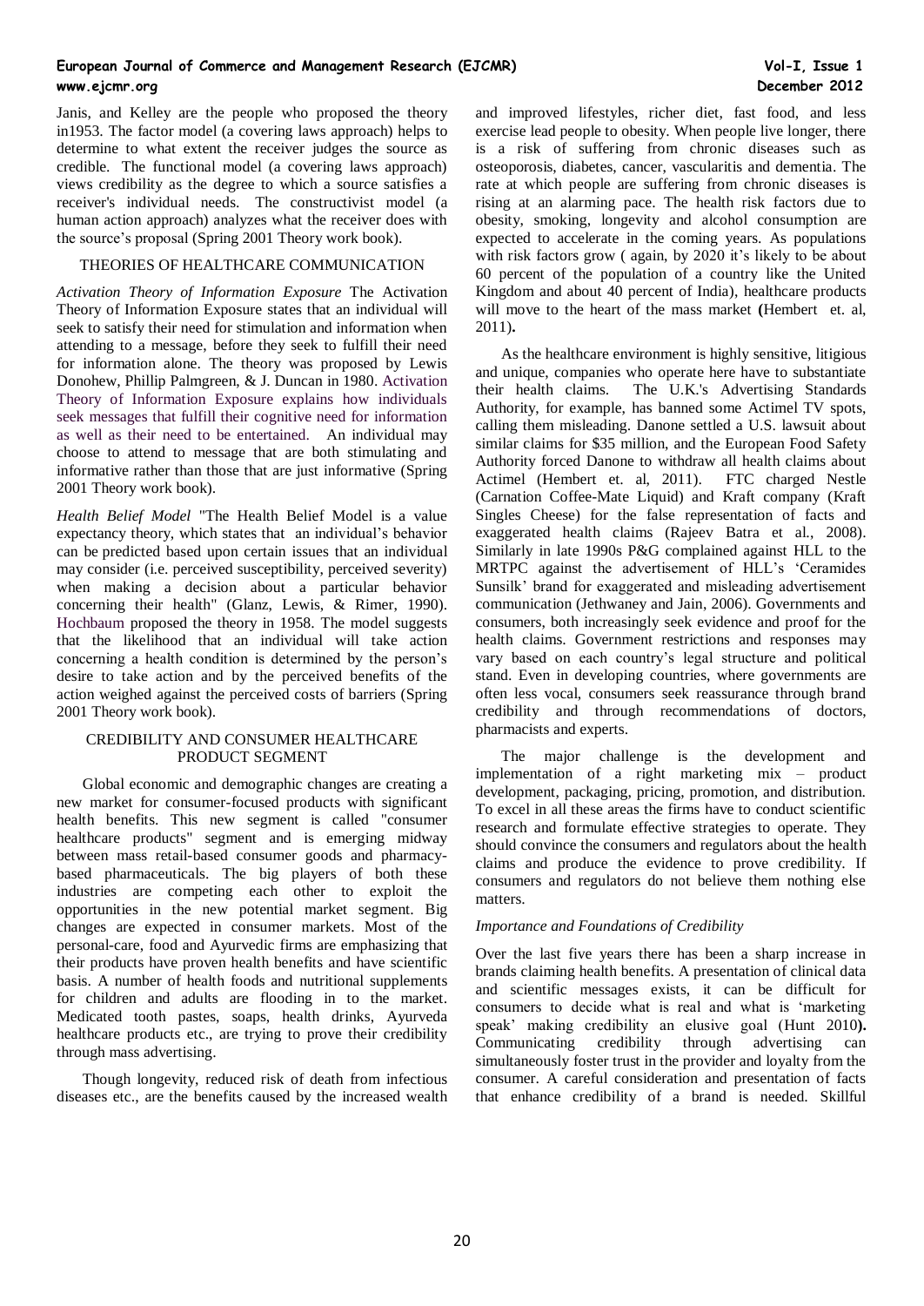Janis, and Kelley are the people who proposed the theory in1953. The factor model (a covering laws approach) helps to determine to what extent the receiver judges the source as credible. The functional model (a covering laws approach) views credibility as the degree to which a source satisfies a receiver's individual needs. The constructivist model (a human action approach) analyzes what the receiver does with the source's proposal (Spring 2001 Theory work book).

## THEORIES OF HEALTHCARE COMMUNICATION

*Activation Theory of Information Exposure* The Activation Theory of Information Exposure states that an individual will seek to satisfy their need for stimulation and information when attending to a message, before they seek to fulfill their need for information alone. The theory was proposed by Lewis Donohew, Phillip Palmgreen, & J. Duncan in 1980. Activation Theory of Information Exposure explains how individuals seek messages that fulfill their cognitive need for information as well as their need to be entertained. An individual may choose to attend to message that are both stimulating and informative rather than those that are just informative (Spring 2001 Theory work book).

*Health Belief Model* "The Health Belief Model is a value expectancy theory, which states that an individual's behavior can be predicted based upon certain issues that an individual may consider (i.e. perceived susceptibility, perceived severity) when making a decision about a particular behavior concerning their health" (Glanz, Lewis, & Rimer, 1990). Hochbaum proposed the theory in 1958. The model suggests that the likelihood that an individual will take action concerning a health condition is determined by the person's desire to take action and by the perceived benefits of the action weighed against the perceived costs of barriers (Spring 2001 Theory work book).

## CREDIBILITY AND CONSUMER HEALTHCARE PRODUCT SEGMENT

Global economic and demographic changes are creating a new market for consumer-focused products with significant health benefits. This new segment is called "consumer healthcare products" segment and is emerging midway between mass retail-based consumer goods and pharmacy-based pharmaceuticals. The big players of both these industries are competing each other to exploit the opportunities in the new potential market segment. Big changes are expected in consumer markets. Most of the personal-care, food and Ayurvedic firms are emphasizing that their products have proven health benefits and have scientific basis. A number of health foods and nutritional supplements for children and adults are flooding in to the market. Medicated tooth pastes, soaps, health drinks, Ayurveda healthcare products etc., are trying to prove their credibility through mass advertising.

Though longevity, reduced risk of death from infectious diseases etc., are the benefits caused by the increased wealth and improved lifestyles, richer diet, fast food, and less exercise lead people to obesity. When people live longer, there is a risk of suffering from chronic diseases such as osteoporosis, diabetes, cancer, vascularitis and dementia. The rate at which people are suffering from chronic diseases is rising at an alarming pace. The health risk factors due to obesity, smoking, longevity and alcohol consumption are expected to accelerate in the coming years. As populations with risk factors grow ( again, by 2020 it's likely to be about 60 percent of the population of a country like the United Kingdom and about 40 percent of India), healthcare products will move to the heart of the mass market **(**Hembert et. al, 2011)**.**

As the healthcare environment is highly sensitive, litigious and unique, companies who operate here have to substantiate their health claims. The U.K.'s Advertising Standards Authority, for example, has banned some Actimel TV spots, calling them misleading. Danone settled a U.S. lawsuit about similar claims for $35 million, and the European Food Safety Authority forced Danone to withdraw all health claims about Actimel (Hembert et. al, 2011). FTC charged Nestle (Carnation Coffee-Mate Liquid) and Kraft company (Kraft Singles Cheese) for the false representation of facts and exaggerated health claims (Rajeev Batra et al., 2008). Similarly in late 1990s P&G complained against HLL to the MRTPC against the advertisement of HLL's 'Ceramides Sunsilk' brand for exaggerated and misleading advertisement communication (Jethwaney and Jain, 2006). Governments and consumers, both increasingly seek evidence and proof for the health claims. Government restrictions and responses may vary based on each country's legal structure and political stand. Even in developing countries, where governments are often less vocal, consumers seek reassurance through brand credibility and through recommendations of doctors, pharmacists and experts.

The major challenge is the development and implementation of a right marketing mix – product development, packaging, pricing, promotion, and distribution. To excel in all these areas the firms have to conduct scientific research and formulate effective strategies to operate. They should convince the consumers and regulators about the health claims and produce the evidence to prove credibility. If consumers and regulators do not believe them nothing else matters.

### *Importance and Foundations of Credibility*

Over the last five years there has been a sharp increase in brands claiming health benefits. A presentation of clinical data and scientific messages exists, it can be difficult for consumers to decide what is real and what is 'marketing speak' making credibility an elusive goal (Hunt 2010**).** Communicating credibility through advertising can simultaneously foster trust in the provider and loyalty from the consumer. A careful consideration and presentation of facts that enhance credibility of a brand is needed. Skillful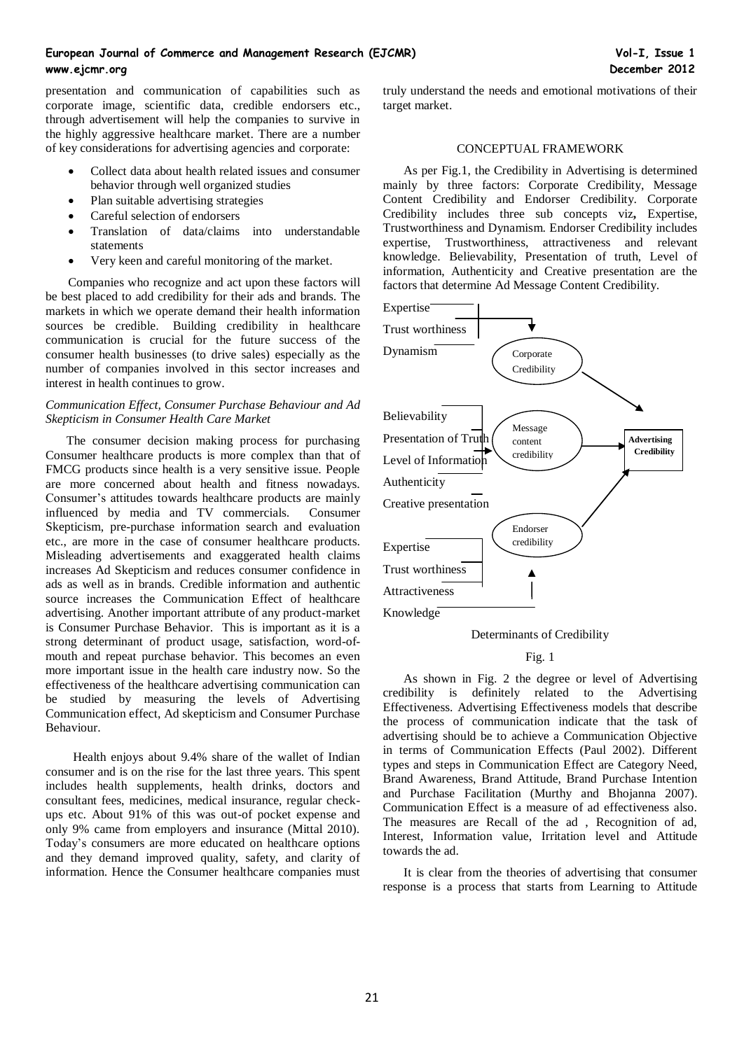presentation and communication of capabilities such as corporate image, scientific data, credible endorsers etc., through advertisement will help the companies to survive in the highly aggressive healthcare market. There are a number of key considerations for advertising agencies and corporate:

- Collect data about health related issues and consumer behavior through well organized studies
- Plan suitable advertising strategies
- Careful selection of endorsers
- Translation of data/claims into understandable statements
- Very keen and careful monitoring of the market.

Companies who recognize and act upon these factors will be best placed to add credibility for their ads and brands. The markets in which we operate demand their health information sources be credible. Building credibility in healthcare communication is crucial for the future success of the consumer health businesses (to drive sales) especially as the number of companies involved in this sector increases and interest in health continues to grow.

### *Communication Effect, Consumer Purchase Behaviour and Ad Skepticism in Consumer Health Care Market*

The consumer decision making process for purchasing Consumer healthcare products is more complex than that of FMCG products since health is a very sensitive issue. People are more concerned about health and fitness nowadays. Consumer's attitudes towards healthcare products are mainly influenced by media and TV commercials. Consumer Skepticism, pre-purchase information search and evaluation etc., are more in the case of consumer healthcare products. Misleading advertisements and exaggerated health claims increases Ad Skepticism and reduces consumer confidence in ads as well as in brands. Credible information and authentic source increases the Communication Effect of healthcare advertising. Another important attribute of any product-market is Consumer Purchase Behavior. This is important as it is a strong determinant of product usage, satisfaction, word-of-mouth and repeat purchase behavior. This becomes an even more important issue in the health care industry now. So the effectiveness of the healthcare advertising communication can be studied by measuring the levels of Advertising Communication effect, Ad skepticism and Consumer Purchase Behaviour.

Health enjoys about 9.4% share of the wallet of Indian consumer and is on the rise for the last three years. This spent includes health supplements, health drinks, doctors and consultant fees, medicines, medical insurance, regular check-ups etc. About 91% of this was out-of pocket expense and only 9% came from employers and insurance (Mittal 2010). Today's consumers are more educated on healthcare options and they demand improved quality, safety, and clarity of information. Hence the Consumer healthcare companies must truly understand the needs and emotional motivations of their target market.

## CONCEPTUAL FRAMEWORK

As per Fig.1, the Credibility in Advertising is determined mainly by three factors: Corporate Credibility, Message Content Credibility and Endorser Credibility. Corporate Credibility includes three sub concepts viz**,** Expertise, Trustworthiness and Dynamism. Endorser Credibility includes expertise, Trustworthiness, attractiveness and relevant knowledge. Believability, Presentation of truth, Level of information, Authenticity and Creative presentation are the factors that determine Ad Message Content Credibility.

Expertise
Trust worthiness
Dynamism
Corporate Credibility

Believability
Presentation of Truth
Level of Information
Authenticity
Creative presentation
Message content credibility

Advertising Credibility

Expertise
Trust worthiness
Attractiveness
Knowledge
Endorser credibility

Determinants of Credibility

Fig. 1

As shown in Fig. 2 the degree or level of Advertising credibility is definitely related to the Advertising Effectiveness. Advertising Effectiveness models that describe the process of communication indicate that the task of advertising should be to achieve a Communication Objective in terms of Communication Effects (Paul 2002). Different types and steps in Communication Effect are Category Need, Brand Awareness, Brand Attitude, Brand Purchase Intention and Purchase Facilitation (Murthy and Bhojanna 2007). Communication Effect is a measure of ad effectiveness also. The measures are Recall of the ad , Recognition of ad, Interest, Information value, Irritation level and Attitude towards the ad.

It is clear from the theories of advertising that consumer response is a process that starts from Learning to Attitude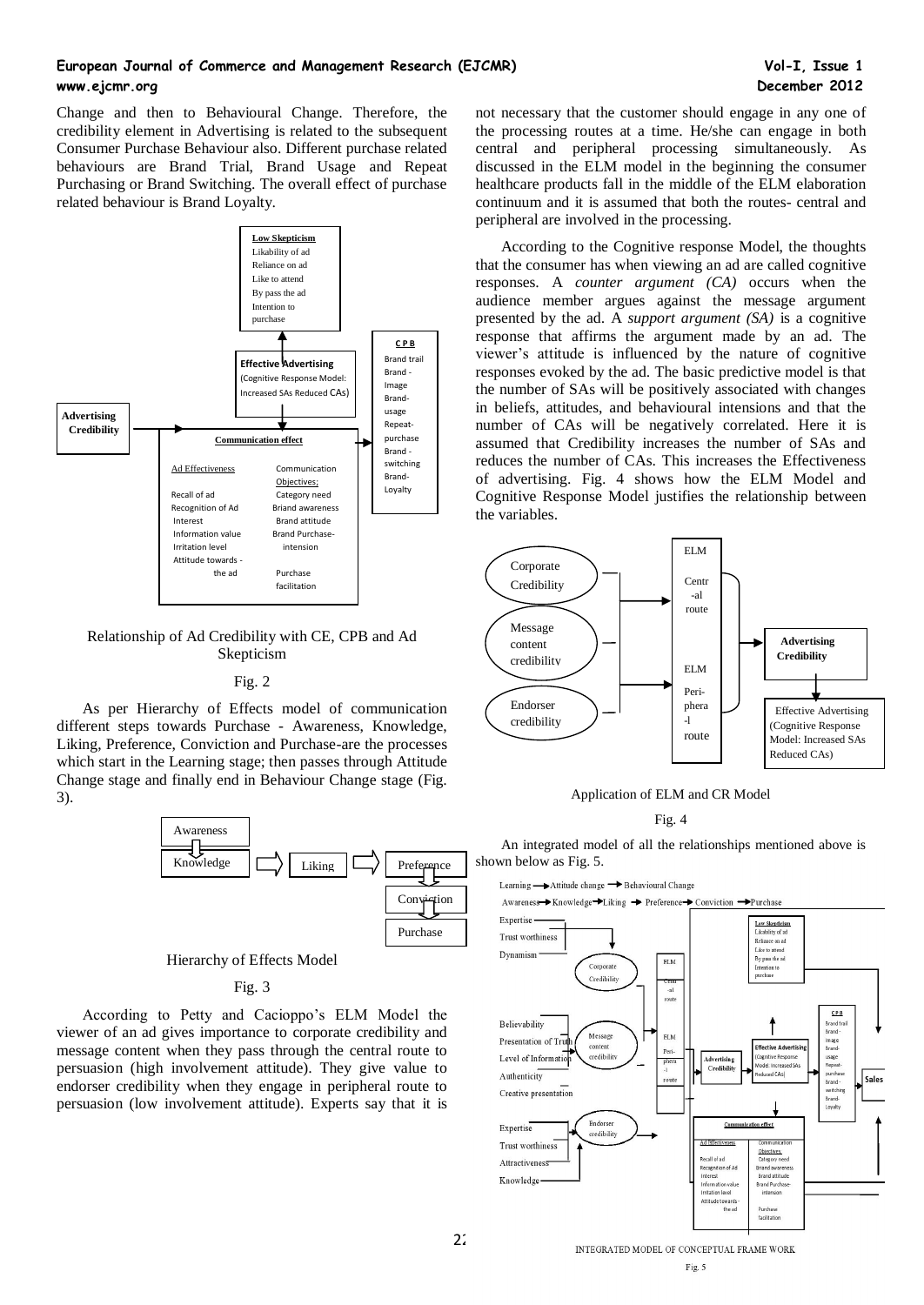Change and then to Behavioural Change. Therefore, the credibility element in Advertising is related to the subsequent Consumer Purchase Behaviour also. Different purchase related behaviours are Brand Trial, Brand Usage and Repeat Purchasing or Brand Switching. The overall effect of purchase related behaviour is Brand Loyalty.

**Low Skepticism**
Likability of ad
Reliance on ad
Like to attend
By pass the ad
Intention to purchase

**Effective Advertising**
(Cognitive Response Model: Increased SAs Reduced CAs)

**Advertising Credibility**

**Communication effect**

| Ad Effectiveness | Communication Objectives; |
|---|---|
| Recall of ad | Category need |
| Recognition of Ad | Briand awareness |
| Interest | Brand attitude |
| Information value | Brand Purchase-intension |
| Irritation level | |
| Attitude towards - the ad | Purchase facilitation |

**C P B**
Brand trail
Brand - Image
Brand-usage
Repeat-purchase
Brand - switching
Brand-Loyalty

Relationship of Ad Credibility with CE, CPB and Ad Skepticism

Fig. 2

As per Hierarchy of Effects model of communication different steps towards Purchase - Awareness, Knowledge, Liking, Preference, Conviction and Purchase-are the processes which start in the Learning stage; then passes through Attitude Change stage and finally end in Behaviour Change stage (Fig. 3).

Awareness → Knowledge → Liking → Preference → Conviction → Purchase

Hierarchy of Effects Model

Fig. 3

According to Petty and Cacioppo's ELM Model the viewer of an ad gives importance to corporate credibility and message content when they pass through the central route to persuasion (high involvement attitude). They give value to endorser credibility when they engage in peripheral route to persuasion (low involvement attitude). Experts say that it is not necessary that the customer should engage in any one of the processing routes at a time. He/she can engage in both central and peripheral processing simultaneously. As discussed in the ELM model in the beginning the consumer healthcare products fall in the middle of the ELM elaboration continuum and it is assumed that both the routes- central and peripheral are involved in the processing.

According to the Cognitive response Model, the thoughts that the consumer has when viewing an ad are called cognitive responses. A *counter argument (CA)* occurs when the audience member argues against the message argument presented by the ad. A *support argument (SA)* is a cognitive response that affirms the argument made by an ad. The viewer's attitude is influenced by the nature of cognitive responses evoked by the ad. The basic predictive model is that the number of SAs will be positively associated with changes in beliefs, attitudes, and behavioural intensions and that the number of CAs will be negatively correlated. Here it is assumed that Credibility increases the number of SAs and reduces the number of CAs. This increases the Effectiveness of advertising. Fig. 4 shows how the ELM Model and Cognitive Response Model justifies the relationship between the variables.

Corporate Credibility
Message content credibility
Endorser credibility

ELM Central route
ELM Peripheral route

**Advertising Credibility**

Effective Advertising (Cognitive Response Model: Increased SAs Reduced CAs)

Application of ELM and CR Model

Fig. 4

An integrated model of all the relationships mentioned above is shown below as Fig. 5.

Learning → Attitude change → Behavioural Change
Awareness → Knowledge → Liking → Preference → Conviction → Purchase

Expertise, Trust worthiness, Dynamism → Corporate Credibility
Believability, Presentation of Truth, Level of Information, Authenticity, Creative presentation → Message content credibility
Expertise, Trust worthiness, Attractiveness, Knowledge → Endorser credibility

ELM Central route; ELM Peripheral route → Advertising Credibility

**Low Skepticism**: Likability of ad, Reliance on ad, Like to attend, By pass the ad, Intention to purchase

**Effective Advertising** (Cognitive Response Model: Increased SAs Reduced CAs)

**Communication effect**: Ad Effectiveness (Recall of ad, Recognition of Ad, Interest, Information value, Irritation level, Attitude towards - the ad); Communication Objectives; (Category need, Brand awareness, Brand attitude, Brand Purchase-intension, Purchase facilitation)

**C P B**: Brand trail, Brand - Image, Brand-usage, Repeat-purchase, Brand - switching, Brand-Loyalty

**Sales**

INTEGRATED MODEL OF CONCEPTUAL FRAME WORK

Fig. 5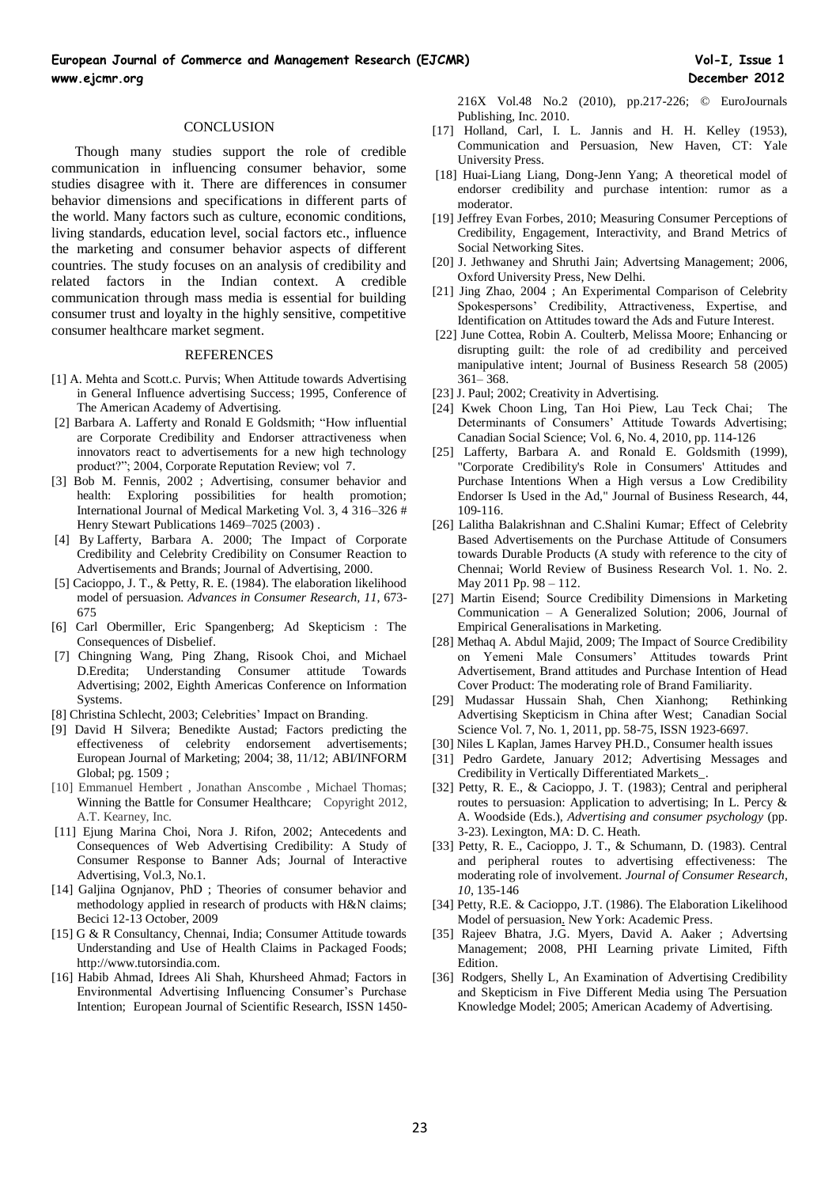## CONCLUSION

Though many studies support the role of credible communication in influencing consumer behavior, some studies disagree with it. There are differences in consumer behavior dimensions and specifications in different parts of the world. Many factors such as culture, economic conditions, living standards, education level, social factors etc., influence the marketing and consumer behavior aspects of different countries. The study focuses on an analysis of credibility and related factors in the Indian context. A credible communication through mass media is essential for building consumer trust and loyalty in the highly sensitive, competitive consumer healthcare market segment.

## REFERENCES

[1] A. Mehta and Scott.c. Purvis; When Attitude towards Advertising in General Influence advertising Success; 1995, Conference of The American Academy of Advertising.

[2] Barbara A. Lafferty and Ronald E Goldsmith; "How influential are Corporate Credibility and Endorser attractiveness when innovators react to advertisements for a new high technology product?"; 2004, Corporate Reputation Review; vol 7.

[3] Bob M. Fennis, 2002 ; Advertising, consumer behavior and health: Exploring possibilities for health promotion; International Journal of Medical Marketing Vol. 3, 4 316–326 # Henry Stewart Publications 1469–7025 (2003) .

[4] By Lafferty, Barbara A. 2000; The Impact of Corporate Credibility and Celebrity Credibility on Consumer Reaction to Advertisements and Brands; Journal of Advertising, 2000.

[5] Cacioppo, J. T., & Petty, R. E. (1984). The elaboration likelihood model of persuasion. *Advances in Consumer Research, 11*, 673-675

[6] Carl Obermiller, Eric Spangenberg; Ad Skepticism : The Consequences of Disbelief.

[7] Chingning Wang, Ping Zhang, Risook Choi, and Michael D.Eredita; Understanding Consumer attitude Towards Advertising; 2002, Eighth Americas Conference on Information Systems.

[8] Christina Schlecht, 2003; Celebrities' Impact on Branding.

[9] David H Silvera; Benedikte Austad; Factors predicting the effectiveness of celebrity endorsement advertisements; European Journal of Marketing; 2004; 38, 11/12; ABI/INFORM Global; pg. 1509 ;

[10] Emmanuel Hembert , Jonathan Anscombe , Michael Thomas; Winning the Battle for Consumer Healthcare; Copyright 2012, A.T. Kearney, Inc.

[11] Ejung Marina Choi, Nora J. Rifon, 2002; Antecedents and Consequences of Web Advertising Credibility: A Study of Consumer Response to Banner Ads; Journal of Interactive Advertising, Vol.3, No.1.

[14] Galjina Ognjanov, PhD ; Theories of consumer behavior and methodology applied in research of products with H&N claims; Becici 12-13 October, 2009

[15] G & R Consultancy, Chennai, India; Consumer Attitude towards Understanding and Use of Health Claims in Packaged Foods; http://www.tutorsindia.com.

[16] Habib Ahmad, Idrees Ali Shah, Khursheed Ahmad; Factors in Environmental Advertising Influencing Consumer's Purchase Intention; European Journal of Scientific Research, ISSN 1450-216X Vol.48 No.2 (2010), pp.217-226; © EuroJournals Publishing, Inc. 2010.

[17] Holland, Carl, I. L. Jannis and H. H. Kelley (1953), Communication and Persuasion, New Haven, CT: Yale University Press.

[18] Huai-Liang Liang, Dong-Jenn Yang; A theoretical model of endorser credibility and purchase intention: rumor as a moderator.

[19] Jeffrey Evan Forbes, 2010; Measuring Consumer Perceptions of Credibility, Engagement, Interactivity, and Brand Metrics of Social Networking Sites.

[20] J. Jethwaney and Shruthi Jain; Advertsing Management; 2006, Oxford University Press, New Delhi.

[21] Jing Zhao, 2004 ; An Experimental Comparison of Celebrity Spokespersons' Credibility, Attractiveness, Expertise, and Identification on Attitudes toward the Ads and Future Interest.

[22] June Cottea, Robin A. Coulterb, Melissa Moore; Enhancing or disrupting guilt: the role of ad credibility and perceived manipulative intent; Journal of Business Research 58 (2005) 361– 368.

[23] J. Paul; 2002; Creativity in Advertising.

[24] Kwek Choon Ling, Tan Hoi Piew, Lau Teck Chai; The Determinants of Consumers' Attitude Towards Advertising; Canadian Social Science; Vol. 6, No. 4, 2010, pp. 114-126

[25] Lafferty, Barbara A. and Ronald E. Goldsmith (1999), "Corporate Credibility's Role in Consumers' Attitudes and Purchase Intentions When a High versus a Low Credibility Endorser Is Used in the Ad," Journal of Business Research, 44, 109-116.

[26] Lalitha Balakrishnan and C.Shalini Kumar; Effect of Celebrity Based Advertisements on the Purchase Attitude of Consumers towards Durable Products (A study with reference to the city of Chennai; World Review of Business Research Vol. 1. No. 2. May 2011 Pp. 98 – 112.

[27] Martin Eisend; Source Credibility Dimensions in Marketing Communication – A Generalized Solution; 2006, Journal of Empirical Generalisations in Marketing.

[28] Methaq A. Abdul Majid, 2009; The Impact of Source Credibility on Yemeni Male Consumers' Attitudes towards Print Advertisement, Brand attitudes and Purchase Intention of Head Cover Product: The moderating role of Brand Familiarity.

[29] Mudassar Hussain Shah, Chen Xianhong; Rethinking Advertising Skepticism in China after West; Canadian Social Science Vol. 7, No. 1, 2011, pp. 58-75, ISSN 1923-6697.

[30] Niles L Kaplan, James Harvey PH.D., Consumer health issues

[31] Pedro Gardete, January 2012; Advertising Messages and Credibility in Vertically Differentiated Markets_.

[32] Petty, R. E., & Cacioppo, J. T. (1983); Central and peripheral routes to persuasion: Application to advertising; In L. Percy & A. Woodside (Eds.), *Advertising and consumer psychology* (pp. 3-23). Lexington, MA: D. C. Heath.

[33] Petty, R. E., Cacioppo, J. T., & Schumann, D. (1983). Central and peripheral routes to advertising effectiveness: The moderating role of involvement. *Journal of Consumer Research, 10*, 135-146

[34] Petty, R.E. & Cacioppo, J.T. (1986). The Elaboration Likelihood Model of persuasion. New York: Academic Press.

[35] Rajeev Bhatra, J.G. Myers, David A. Aaker ; Advertsing Management; 2008, PHI Learning private Limited, Fifth Edition.

[36] Rodgers, Shelly L, An Examination of Advertising Credibility and Skepticism in Five Different Media using The Persuation Knowledge Model; 2005; American Academy of Advertising.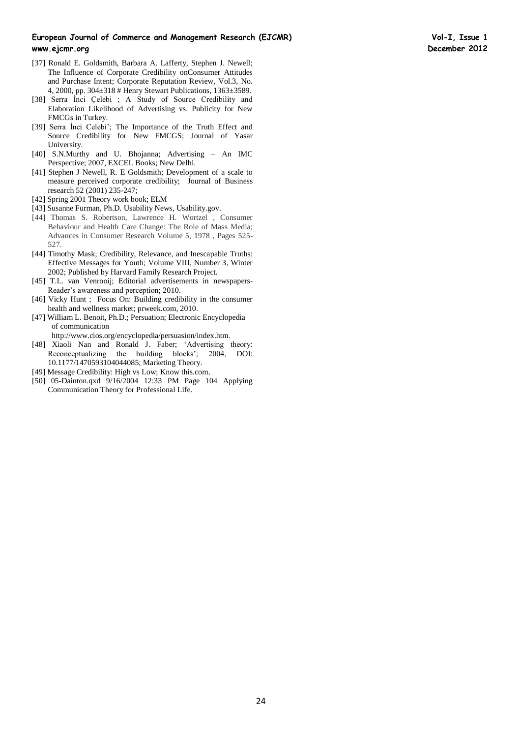[37] Ronald E. Goldsmith, Barbara A. Lafferty, Stephen J. Newell; The Influence of Corporate Credibility onConsumer Attitudes and Purchase Intent; Corporate Reputation Review, Vol.3, No. 4, 2000, pp. 304±318 # Henry Stewart Publications, 1363±3589.

[38] Serra İnci Çelebi ; A Study of Source Credibility and Elaboration Likelihood of Advertising vs. Publicity for New FMCGs in Turkey.

[39] Serra İnci Celebi'; The Importance of the Truth Effect and Source Credibility for New FMCGS; Journal of Yasar University.

[40] S.N.Murthy and U. Bhojanna; Advertising – An IMC Perspective; 2007, EXCEL Books; New Delhi.

[41] Stephen J Newell, R. E Goldsmith; Development of a scale to measure perceived corporate credibility; Journal of Business research 52 (2001) 235-247;

[42] Spring 2001 Theory work book; ELM

[43] Susanne Furman, Ph.D. Usability News, Usability.gov.

[44] Thomas S. Robertson, Lawrence H. Wortzel , Consumer Behaviour and Health Care Change: The Role of Mass Media; Advances in Consumer Research Volume 5, 1978 , Pages 525-527.

[44] Timothy Mask; Credibility, Relevance, and Inescapable Truths: Effective Messages for Youth; Volume VIII, Number 3, Winter 2002; Published by Harvard Family Research Project.

[45] T.L. van Venrooij; Editorial advertisements in newspapers-Reader's awareness and perception; 2010.

[46] Vicky Hunt ; Focus On: Building credibility in the consumer health and wellness market; prweek.com, 2010.

[47] William L. Benoit, Ph.D.; Persuation; Electronic Encyclopedia of communication http://www.cios.org/encyclopedia/persuasion/index.htm.

[48] Xiaoli Nan and Ronald J. Faber; 'Advertising theory: Reconceptualizing the building blocks'; 2004, DOI: 10.1177/1470593104044085; Marketing Theory.

[49] Message Credibility: High vs Low; Know this.com.

[50] 05-Dainton.qxd 9/16/2004 12:33 PM Page 104 Applying Communication Theory for Professional Life.